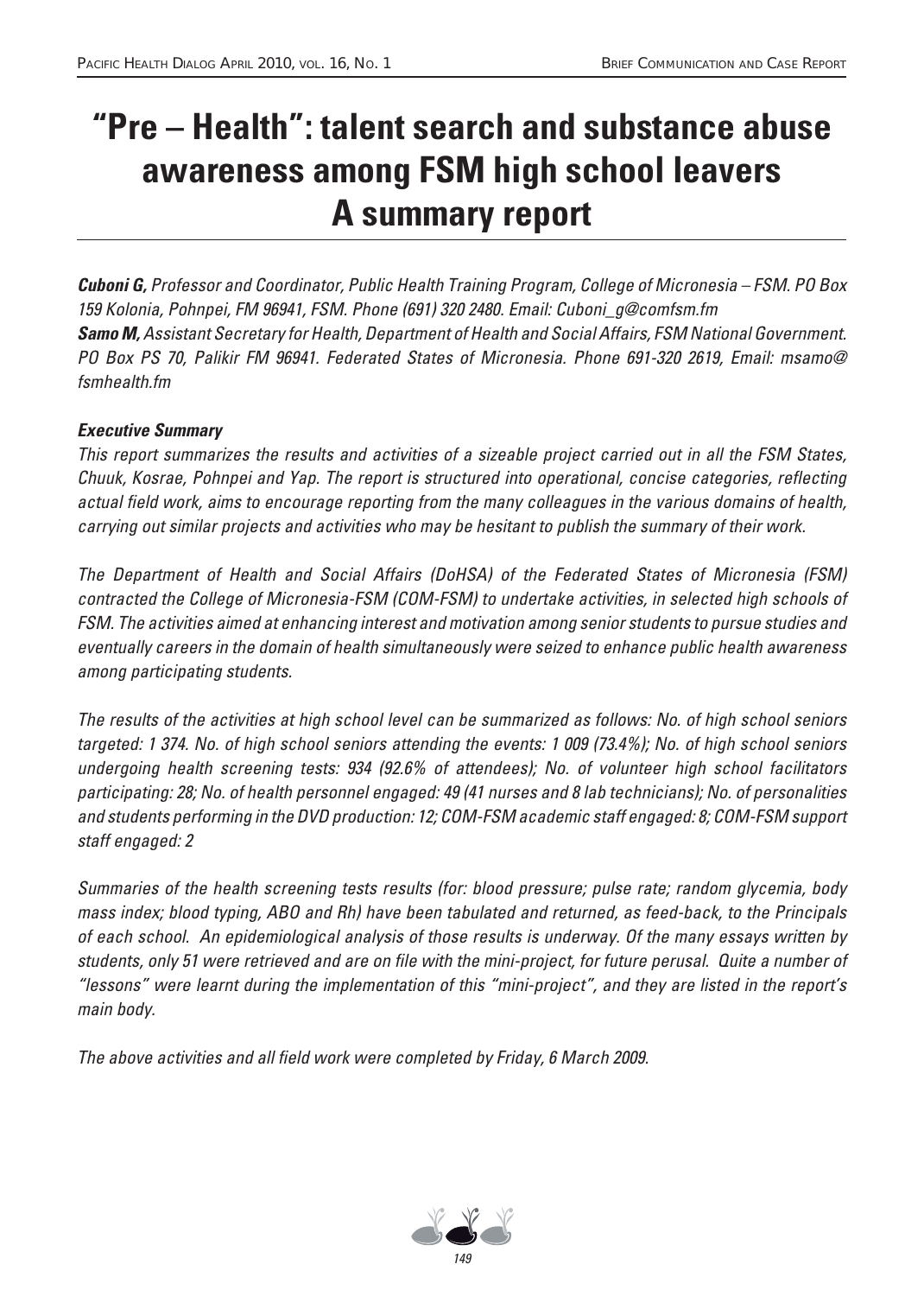# "Pre – Health": talent search and substance abuse awareness among FSM high school leavers A summary report

***Cuboni G,*** *Professor and Coordinator, Public Health Training Program, College of Micronesia – FSM. PO Box 159 Kolonia, Pohnpei, FM 96941, FSM. Phone (691) 320 2480. Email: Cuboni_g@comfsm.fm*

***Samo M,*** *Assistant Secretary for Health, Department of Health and Social Affairs, FSM National Government. PO Box PS 70, Palikir FM 96941. Federated States of Micronesia. Phone 691-320 2619, Email: msamo@fsmhealth.fm*

***Executive Summary***

*This report summarizes the results and activities of a sizeable project carried out in all the FSM States, Chuuk, Kosrae, Pohnpei and Yap. The report is structured into operational, concise categories, reflecting actual field work, aims to encourage reporting from the many colleagues in the various domains of health, carrying out similar projects and activities who may be hesitant to publish the summary of their work.*

*The Department of Health and Social Affairs (DoHSA) of the Federated States of Micronesia (FSM) contracted the College of Micronesia-FSM (COM-FSM) to undertake activities, in selected high schools of FSM. The activities aimed at enhancing interest and motivation among senior students to pursue studies and eventually careers in the domain of health simultaneously were seized to enhance public health awareness among participating students.*

*The results of the activities at high school level can be summarized as follows: No. of high school seniors targeted: 1 374. No. of high school seniors attending the events: 1 009 (73.4%); No. of high school seniors undergoing health screening tests: 934 (92.6% of attendees); No. of volunteer high school facilitators participating: 28; No. of health personnel engaged: 49 (41 nurses and 8 lab technicians); No. of personalities and students performing in the DVD production: 12; COM-FSM academic staff engaged: 8; COM-FSM support staff engaged: 2*

*Summaries of the health screening tests results (for: blood pressure; pulse rate; random glycemia, body mass index; blood typing, ABO and Rh) have been tabulated and returned, as feed-back, to the Principals of each school. An epidemiological analysis of those results is underway. Of the many essays written by students, only 51 were retrieved and are on file with the mini-project, for future perusal. Quite a number of "lessons" were learnt during the implementation of this "mini-project", and they are listed in the report's main body.*

*The above activities and all field work were completed by Friday, 6 March 2009.*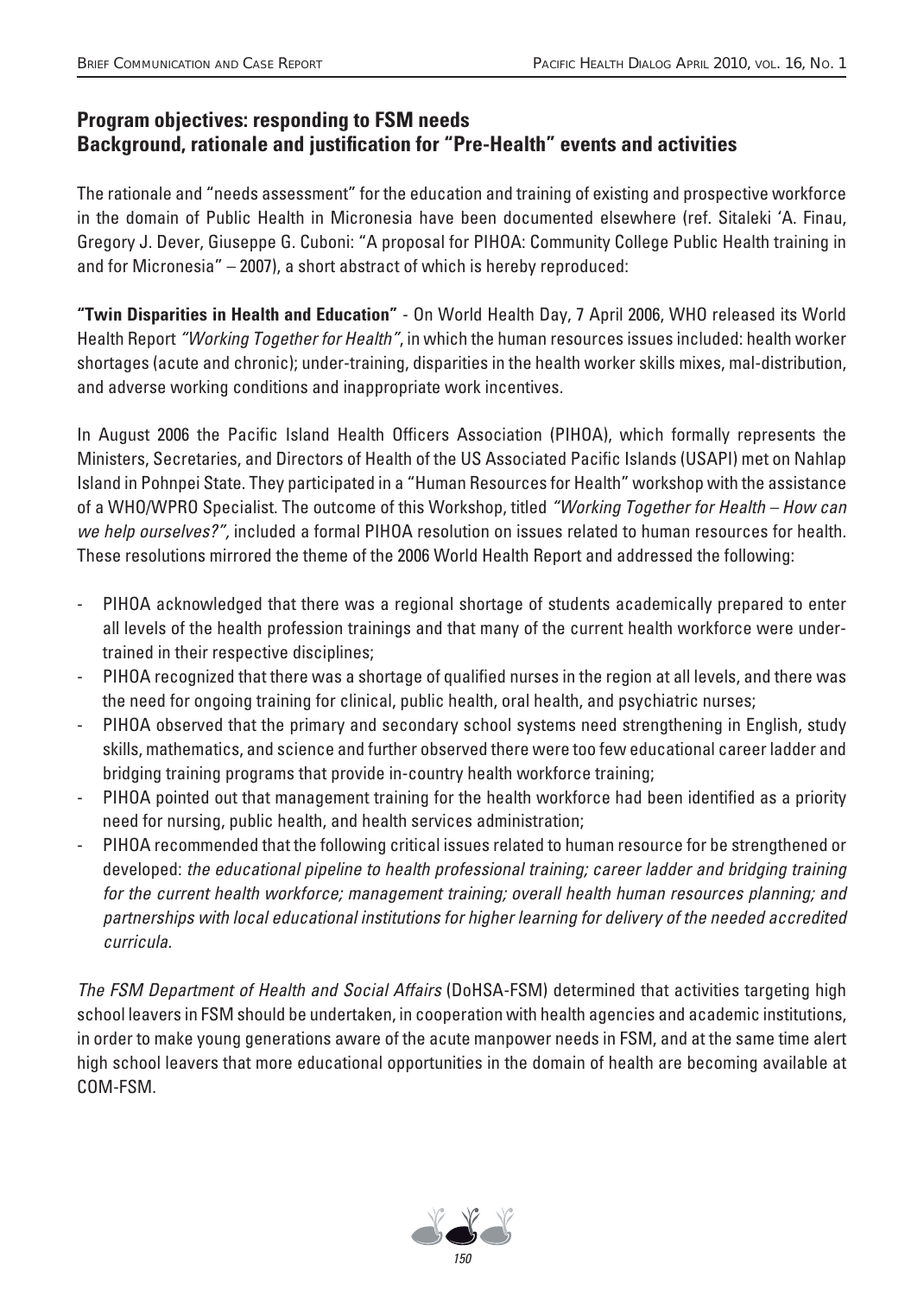## Program objectives: responding to FSM needs
## Background, rationale and justification for "Pre-Health" events and activities

The rationale and "needs assessment" for the education and training of existing and prospective workforce in the domain of Public Health in Micronesia have been documented elsewhere (ref. Sitaleki 'A. Finau, Gregory J. Dever, Giuseppe G. Cuboni: "A proposal for PIHOA: Community College Public Health training in and for Micronesia" – 2007), a short abstract of which is hereby reproduced:

**"Twin Disparities in Health and Education"** - On World Health Day, 7 April 2006, WHO released its World Health Report *"Working Together for Health"*, in which the human resources issues included: health worker shortages (acute and chronic); under-training, disparities in the health worker skills mixes, mal-distribution, and adverse working conditions and inappropriate work incentives.

In August 2006 the Pacific Island Health Officers Association (PIHOA), which formally represents the Ministers, Secretaries, and Directors of Health of the US Associated Pacific Islands (USAPI) met on Nahlap Island in Pohnpei State. They participated in a "Human Resources for Health" workshop with the assistance of a WHO/WPRO Specialist. The outcome of this Workshop, titled *"Working Together for Health – How can we help ourselves?"*, included a formal PIHOA resolution on issues related to human resources for health. These resolutions mirrored the theme of the 2006 World Health Report and addressed the following:

- PIHOA acknowledged that there was a regional shortage of students academically prepared to enter all levels of the health profession trainings and that many of the current health workforce were under-trained in their respective disciplines;
- PIHOA recognized that there was a shortage of qualified nurses in the region at all levels, and there was the need for ongoing training for clinical, public health, oral health, and psychiatric nurses;
- PIHOA observed that the primary and secondary school systems need strengthening in English, study skills, mathematics, and science and further observed there were too few educational career ladder and bridging training programs that provide in-country health workforce training;
- PIHOA pointed out that management training for the health workforce had been identified as a priority need for nursing, public health, and health services administration;
- PIHOA recommended that the following critical issues related to human resource for be strengthened or developed: *the educational pipeline to health professional training; career ladder and bridging training for the current health workforce; management training; overall health human resources planning; and partnerships with local educational institutions for higher learning for delivery of the needed accredited curricula.*

*The FSM Department of Health and Social Affairs* (DoHSA-FSM) determined that activities targeting high school leavers in FSM should be undertaken, in cooperation with health agencies and academic institutions, in order to make young generations aware of the acute manpower needs in FSM, and at the same time alert high school leavers that more educational opportunities in the domain of health are becoming available at COM-FSM.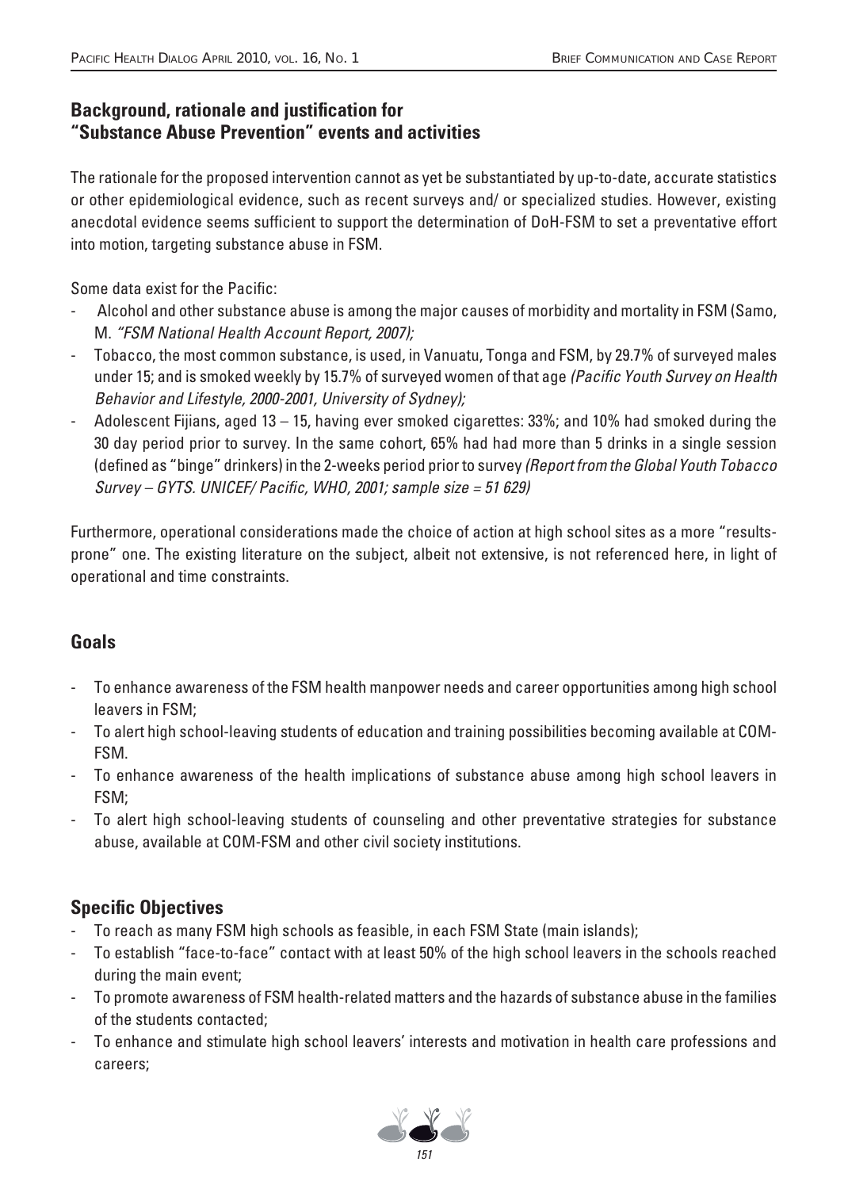## Background, rationale and justification for "Substance Abuse Prevention" events and activities

The rationale for the proposed intervention cannot as yet be substantiated by up-to-date, accurate statistics or other epidemiological evidence, such as recent surveys and/ or specialized studies. However, existing anecdotal evidence seems sufficient to support the determination of DoH-FSM to set a preventative effort into motion, targeting substance abuse in FSM.

Some data exist for the Pacific:

- Alcohol and other substance abuse is among the major causes of morbidity and mortality in FSM (Samo, M. *"FSM National Health Account Report, 2007);*
- Tobacco, the most common substance, is used, in Vanuatu, Tonga and FSM, by 29.7% of surveyed males under 15; and is smoked weekly by 15.7% of surveyed women of that age *(Pacific Youth Survey on Health Behavior and Lifestyle, 2000-2001, University of Sydney);*
- Adolescent Fijians, aged 13 – 15, having ever smoked cigarettes: 33%; and 10% had smoked during the 30 day period prior to survey. In the same cohort, 65% had had more than 5 drinks in a single session (defined as "binge" drinkers) in the 2-weeks period prior to survey *(Report from the Global Youth Tobacco Survey – GYTS. UNICEF/ Pacific, WHO, 2001; sample size = 51 629)*

Furthermore, operational considerations made the choice of action at high school sites as a more "results-prone" one. The existing literature on the subject, albeit not extensive, is not referenced here, in light of operational and time constraints.

## Goals

- To enhance awareness of the FSM health manpower needs and career opportunities among high school leavers in FSM;
- To alert high school-leaving students of education and training possibilities becoming available at COM-FSM.
- To enhance awareness of the health implications of substance abuse among high school leavers in FSM;
- To alert high school-leaving students of counseling and other preventative strategies for substance abuse, available at COM-FSM and other civil society institutions.

## Specific Objectives

- To reach as many FSM high schools as feasible, in each FSM State (main islands);
- To establish "face-to-face" contact with at least 50% of the high school leavers in the schools reached during the main event;
- To promote awareness of FSM health-related matters and the hazards of substance abuse in the families of the students contacted;
- To enhance and stimulate high school leavers' interests and motivation in health care professions and careers;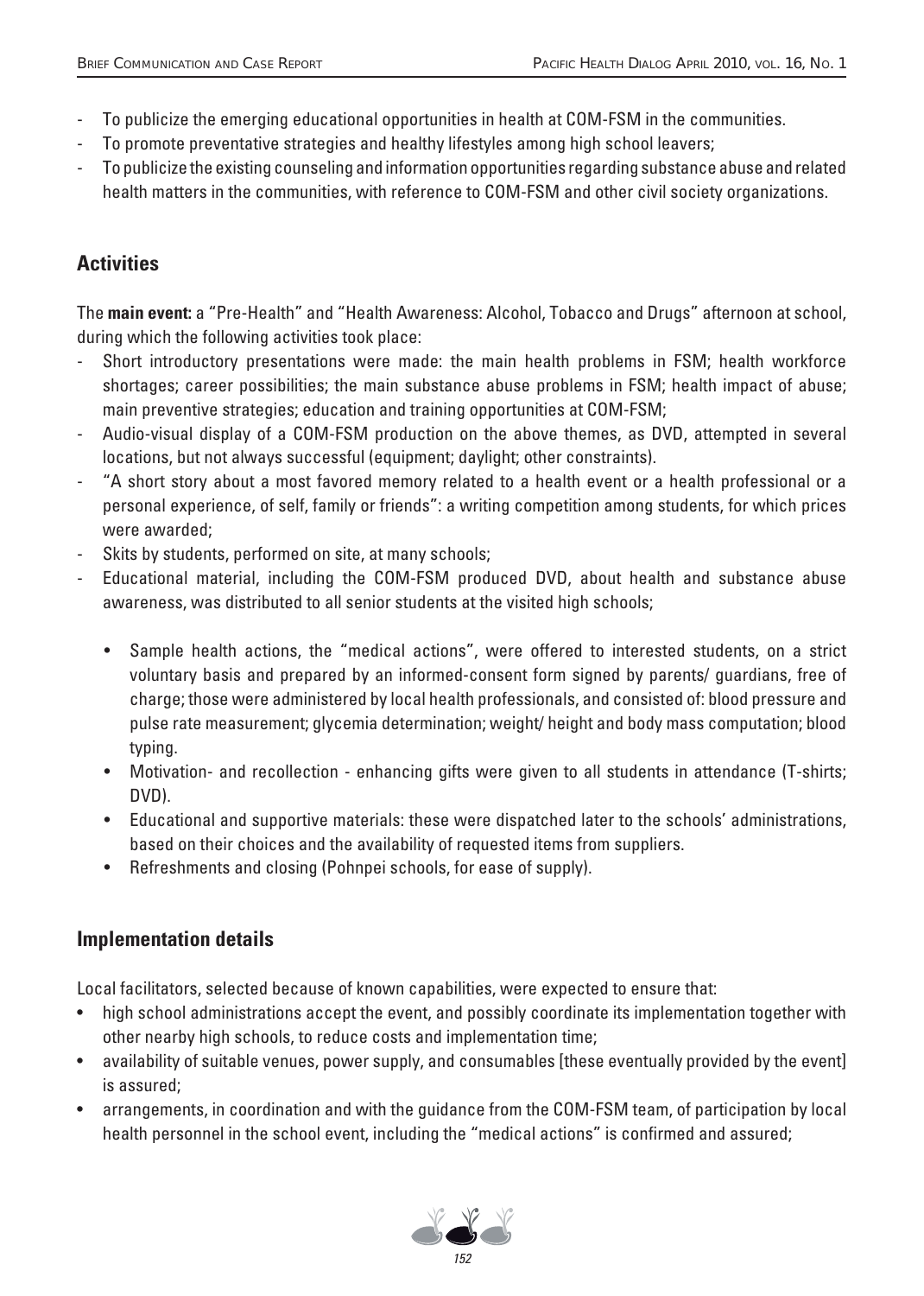- To publicize the emerging educational opportunities in health at COM-FSM in the communities.
- To promote preventative strategies and healthy lifestyles among high school leavers;
- To publicize the existing counseling and information opportunities regarding substance abuse and related health matters in the communities, with reference to COM-FSM and other civil society organizations.

## Activities

The **main event:** a "Pre-Health" and "Health Awareness: Alcohol, Tobacco and Drugs" afternoon at school, during which the following activities took place:

- Short introductory presentations were made: the main health problems in FSM; health workforce shortages; career possibilities; the main substance abuse problems in FSM; health impact of abuse; main preventive strategies; education and training opportunities at COM-FSM;
- Audio-visual display of a COM-FSM production on the above themes, as DVD, attempted in several locations, but not always successful (equipment; daylight; other constraints).
- "A short story about a most favored memory related to a health event or a health professional or a personal experience, of self, family or friends": a writing competition among students, for which prices were awarded;
- Skits by students, performed on site, at many schools;
- Educational material, including the COM-FSM produced DVD, about health and substance abuse awareness, was distributed to all senior students at the visited high schools;
    - Sample health actions, the "medical actions", were offered to interested students, on a strict voluntary basis and prepared by an informed-consent form signed by parents/ guardians, free of charge; those were administered by local health professionals, and consisted of: blood pressure and pulse rate measurement; glycemia determination; weight/ height and body mass computation; blood typing.
    - Motivation- and recollection - enhancing gifts were given to all students in attendance (T-shirts; DVD).
    - Educational and supportive materials: these were dispatched later to the schools' administrations, based on their choices and the availability of requested items from suppliers.
    - Refreshments and closing (Pohnpei schools, for ease of supply).

## Implementation details

Local facilitators, selected because of known capabilities, were expected to ensure that:

- high school administrations accept the event, and possibly coordinate its implementation together with other nearby high schools, to reduce costs and implementation time;
- availability of suitable venues, power supply, and consumables [these eventually provided by the event] is assured;
- arrangements, in coordination and with the guidance from the COM-FSM team, of participation by local health personnel in the school event, including the "medical actions" is confirmed and assured;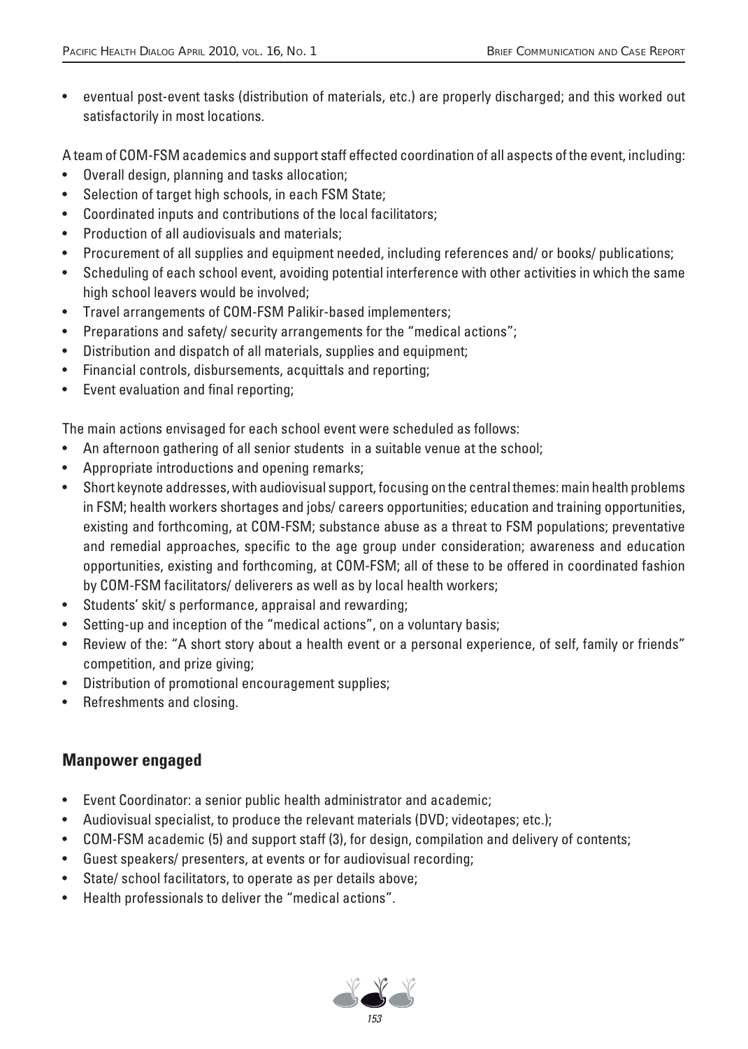- eventual post-event tasks (distribution of materials, etc.) are properly discharged; and this worked out satisfactorily in most locations.

A team of COM-FSM academics and support staff effected coordination of all aspects of the event, including:

- Overall design, planning and tasks allocation;
- Selection of target high schools, in each FSM State;
- Coordinated inputs and contributions of the local facilitators;
- Production of all audiovisuals and materials;
- Procurement of all supplies and equipment needed, including references and/ or books/ publications;
- Scheduling of each school event, avoiding potential interference with other activities in which the same high school leavers would be involved;
- Travel arrangements of COM-FSM Palikir-based implementers;
- Preparations and safety/ security arrangements for the "medical actions";
- Distribution and dispatch of all materials, supplies and equipment;
- Financial controls, disbursements, acquittals and reporting;
- Event evaluation and final reporting;

The main actions envisaged for each school event were scheduled as follows:

- An afternoon gathering of all senior students in a suitable venue at the school;
- Appropriate introductions and opening remarks;
- Short keynote addresses, with audiovisual support, focusing on the central themes: main health problems in FSM; health workers shortages and jobs/ careers opportunities; education and training opportunities, existing and forthcoming, at COM-FSM; substance abuse as a threat to FSM populations; preventative and remedial approaches, specific to the age group under consideration; awareness and education opportunities, existing and forthcoming, at COM-FSM; all of these to be offered in coordinated fashion by COM-FSM facilitators/ deliverers as well as by local health workers;
- Students' skit/ s performance, appraisal and rewarding;
- Setting-up and inception of the "medical actions", on a voluntary basis;
- Review of the: "A short story about a health event or a personal experience, of self, family or friends" competition, and prize giving;
- Distribution of promotional encouragement supplies;
- Refreshments and closing.

## Manpower engaged

- Event Coordinator: a senior public health administrator and academic;
- Audiovisual specialist, to produce the relevant materials (DVD; videotapes; etc.);
- COM-FSM academic (5) and support staff (3), for design, compilation and delivery of contents;
- Guest speakers/ presenters, at events or for audiovisual recording;
- State/ school facilitators, to operate as per details above;
- Health professionals to deliver the "medical actions".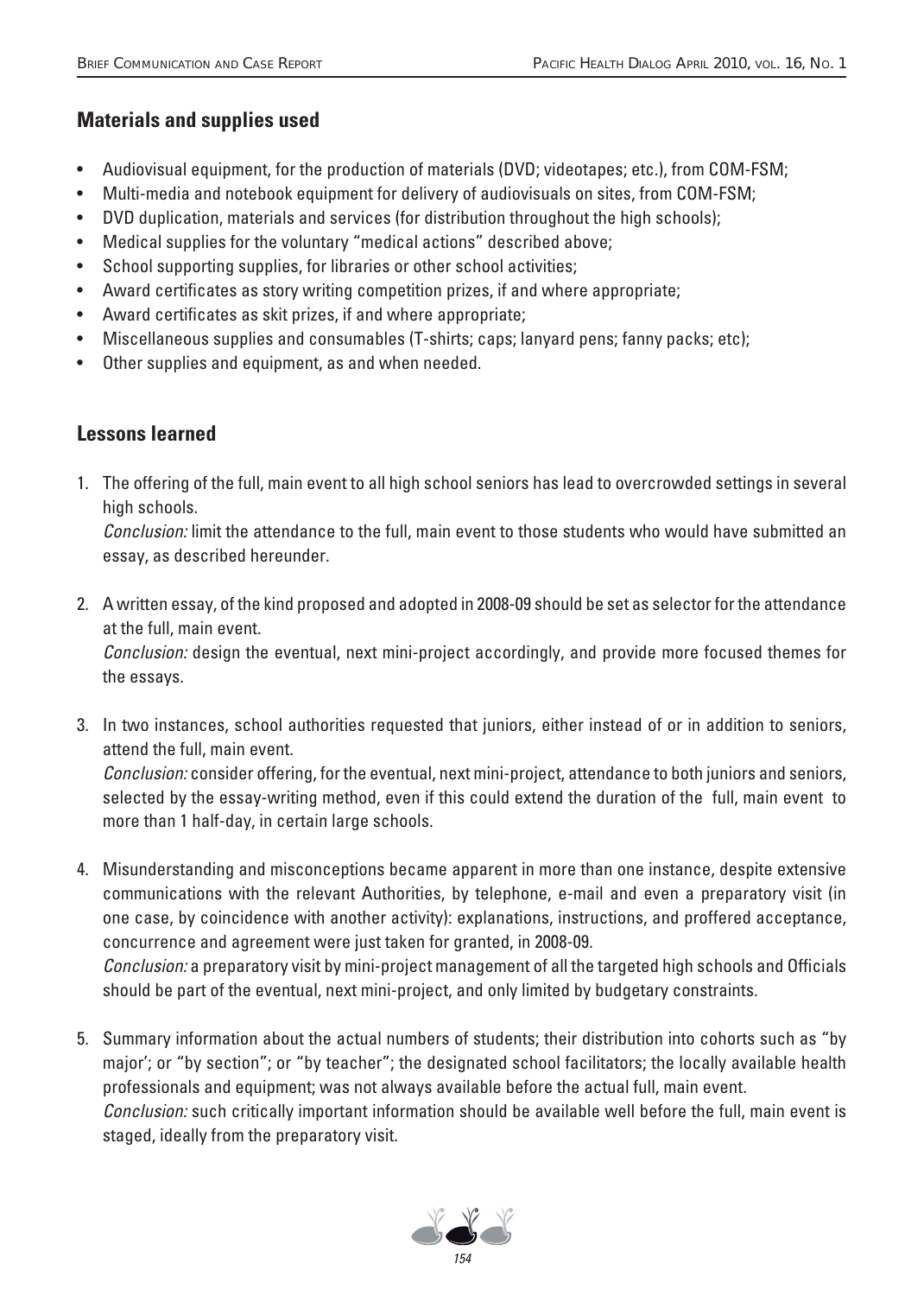## Materials and supplies used

- Audiovisual equipment, for the production of materials (DVD; videotapes; etc.), from COM-FSM;
- Multi-media and notebook equipment for delivery of audiovisuals on sites, from COM-FSM;
- DVD duplication, materials and services (for distribution throughout the high schools);
- Medical supplies for the voluntary "medical actions" described above;
- School supporting supplies, for libraries or other school activities;
- Award certificates as story writing competition prizes, if and where appropriate;
- Award certificates as skit prizes, if and where appropriate;
- Miscellaneous supplies and consumables (T-shirts; caps; lanyard pens; fanny packs; etc);
- Other supplies and equipment, as and when needed.

## Lessons learned

1. The offering of the full, main event to all high school seniors has lead to overcrowded settings in several high schools.
   *Conclusion:* limit the attendance to the full, main event to those students who would have submitted an essay, as described hereunder.

2. A written essay, of the kind proposed and adopted in 2008-09 should be set as selector for the attendance at the full, main event.
   *Conclusion:* design the eventual, next mini-project accordingly, and provide more focused themes for the essays.

3. In two instances, school authorities requested that juniors, either instead of or in addition to seniors, attend the full, main event.
   *Conclusion:* consider offering, for the eventual, next mini-project, attendance to both juniors and seniors, selected by the essay-writing method, even if this could extend the duration of the full, main event to more than 1 half-day, in certain large schools.

4. Misunderstanding and misconceptions became apparent in more than one instance, despite extensive communications with the relevant Authorities, by telephone, e-mail and even a preparatory visit (in one case, by coincidence with another activity): explanations, instructions, and proffered acceptance, concurrence and agreement were just taken for granted, in 2008-09.
   *Conclusion:* a preparatory visit by mini-project management of all the targeted high schools and Officials should be part of the eventual, next mini-project, and only limited by budgetary constraints.

5. Summary information about the actual numbers of students; their distribution into cohorts such as "by major'; or "by section"; or "by teacher"; the designated school facilitators; the locally available health professionals and equipment; was not always available before the actual full, main event.
   *Conclusion:* such critically important information should be available well before the full, main event is staged, ideally from the preparatory visit.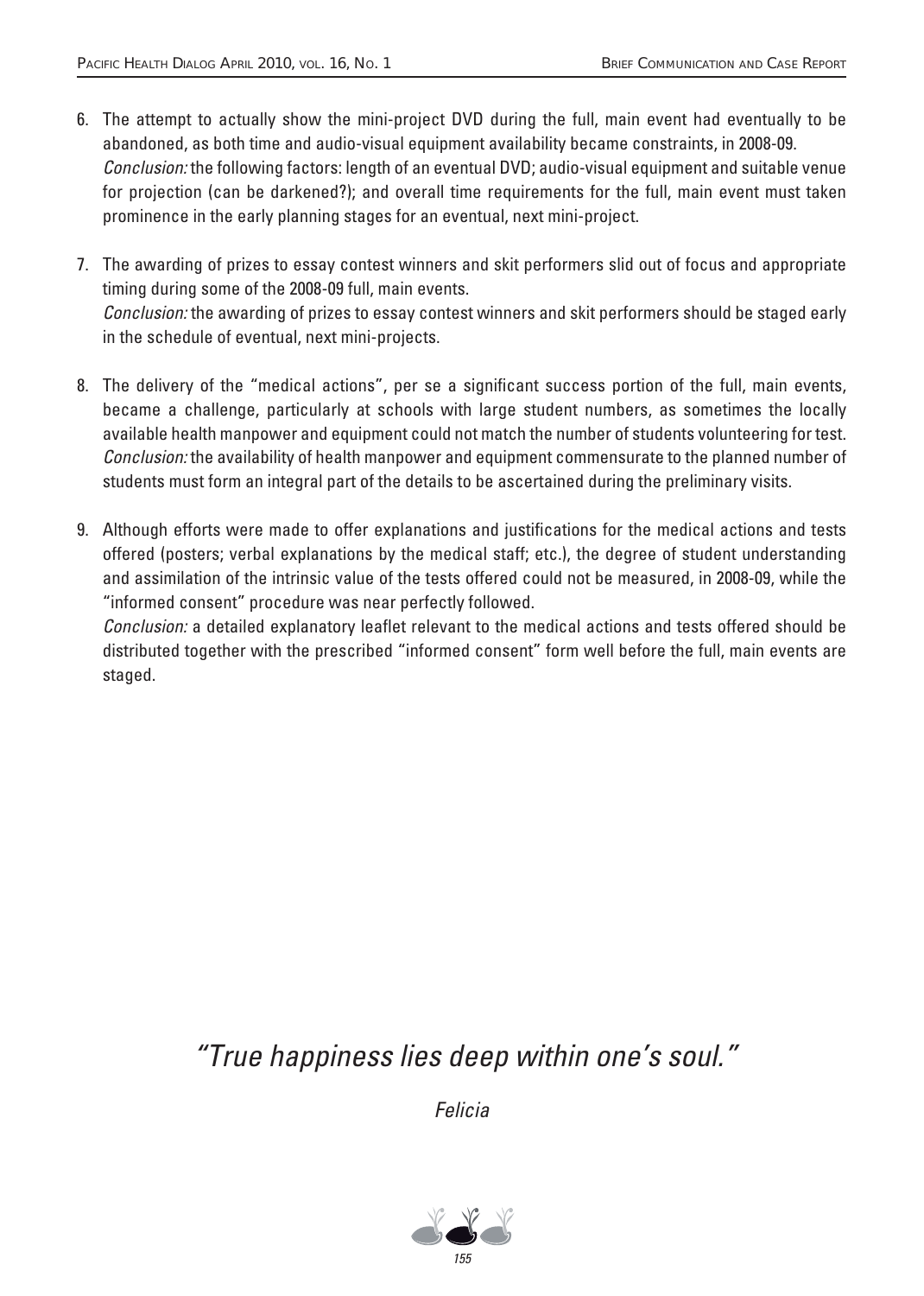6. The attempt to actually show the mini-project DVD during the full, main event had eventually to be abandoned, as both time and audio-visual equipment availability became constraints, in 2008-09.
   *Conclusion:* the following factors: length of an eventual DVD; audio-visual equipment and suitable venue for projection (can be darkened?); and overall time requirements for the full, main event must taken prominence in the early planning stages for an eventual, next mini-project.

7. The awarding of prizes to essay contest winners and skit performers slid out of focus and appropriate timing during some of the 2008-09 full, main events.
   *Conclusion:* the awarding of prizes to essay contest winners and skit performers should be staged early in the schedule of eventual, next mini-projects.

8. The delivery of the "medical actions", per se a significant success portion of the full, main events, became a challenge, particularly at schools with large student numbers, as sometimes the locally available health manpower and equipment could not match the number of students volunteering for test.
   *Conclusion:* the availability of health manpower and equipment commensurate to the planned number of students must form an integral part of the details to be ascertained during the preliminary visits.

9. Although efforts were made to offer explanations and justifications for the medical actions and tests offered (posters; verbal explanations by the medical staff; etc.), the degree of student understanding and assimilation of the intrinsic value of the tests offered could not be measured, in 2008-09, while the "informed consent" procedure was near perfectly followed.
   *Conclusion:* a detailed explanatory leaflet relevant to the medical actions and tests offered should be distributed together with the prescribed "informed consent" form well before the full, main events are staged.

*"True happiness lies deep within one's soul."*

*Felicia*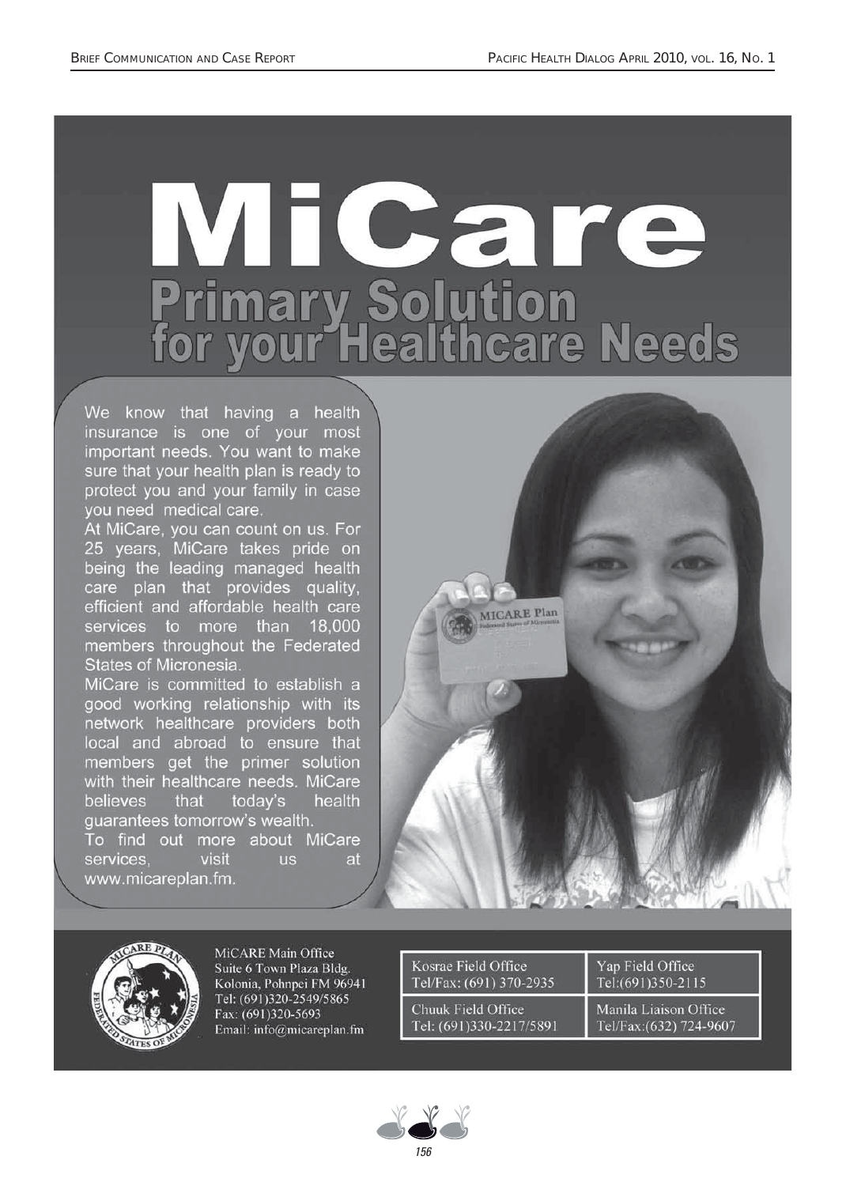# MiCare

## Primary Solution for your Healthcare Needs

We know that having a health insurance is one of your most important needs. You want to make sure that your health plan is ready to protect you and your family in case you need medical care.

At MiCare, you can count on us. For 25 years, MiCare takes pride on being the leading managed health care plan that provides quality, efficient and affordable health care services to more than 18,000 members throughout the Federated States of Micronesia.

MiCare is committed to establish a good working relationship with its network healthcare providers both local and abroad to ensure that members get the primer solution with their healthcare needs. MiCare believes that today's health guarantees tomorrow's wealth.

To find out more about MiCare services, visit us at www.micareplan.fm.

MiCARE Main Office
Suite 6 Town Plaza Bldg.
Kolonia, Pohnpei FM 96941
Tel: (691)320-2549/5865
Fax: (691)320-5693
Email: info@micareplan.fm

| | |
|---|---|
| Kosrae Field Office<br>Tel/Fax: (691) 370-2935 | Yap Field Office<br>Tel:(691)350-2115 |
| Chuuk Field Office<br>Tel: (691)330-2217/5891 | Manila Liaison Office<br>Tel/Fax:(632) 724-9607 |